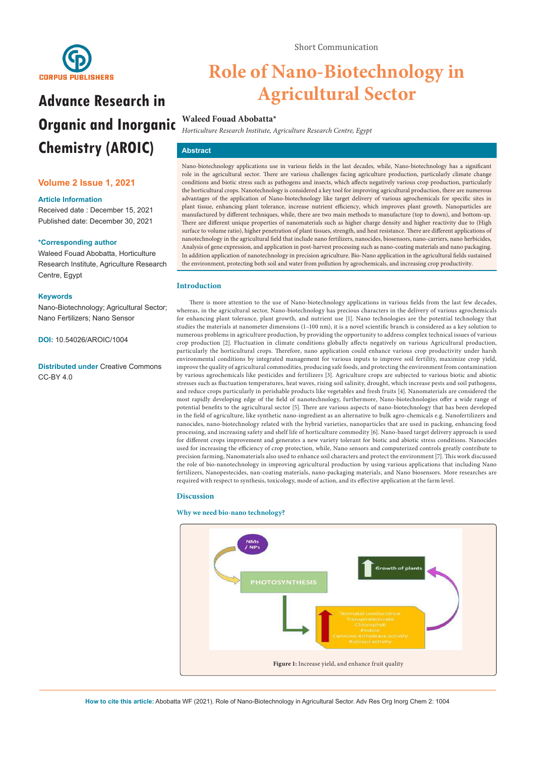Short Communication

# Role of Nano-Biotechnology in Agricultural Sector

**Waleed Fouad Abobatta***

*Horticulture Research Institute, Agriculture Research Centre, Egypt*

**Advance Research in Organic and Inorganic Chemistry (AROIC)**

**Volume 2 Issue 1, 2021**

**Article Information**
Received date : December 15, 2021
Published date: December 30, 2021

***Corresponding author**
Waleed Fouad Abobatta, Horticulture Research Institute, Agriculture Research Centre, Egypt

**Keywords**
Nano-Biotechnology; Agricultural Sector; Nano Fertilizers; Nano Sensor

**DOI:** 10.54026/AROIC/1004

**Distributed under** Creative Commons CC-BY 4.0

## Abstract

Nano-biotechnology applications use in various fields in the last decades, while, Nano-biotechnology has a significant role in the agricultural sector. There are various challenges facing agriculture production, particularly climate change conditions and biotic stress such as pathogens and insects, which affects negatively various crop production, particularly the horticultural crops. Nanotechnology is considered a key tool for improving agricultural production, there are numerous advantages of the application of Nano-biotechnology like target delivery of various agrochemicals for specific sites in plant tissue, enhancing plant tolerance, increase nutrient efficiency, which improves plant growth. Nanoparticles are manufactured by different techniques, while, there are two main methods to manufacture (top to down), and bottom-up. There are different unique properties of nanomaterials such as higher charge density and higher reactivity due to (High surface to volume ratio), higher penetration of plant tissues, strength, and heat resistance. There are different applications of nanotechnology in the agricultural field that include nano fertilizers, nanocides, biosensors, nano-carriers, nano herbicides, Analysis of gene expression, and application in post-harvest processing such as nano-coating materials and nano packaging. In addition application of nanotechnology in precision agriculture. Bio-Nano application in the agricultural fields sustained the environment, protecting both soil and water from pollution by agrochemicals, and increasing crop productivity.

## Introduction

There is more attention to the use of Nano-biotechnology applications in various fields from the last few decades, whereas, in the agricultural sector, Nano-biotechnology has precious characters in the delivery of various agrochemicals for enhancing plant tolerance, plant growth, and nutrient use [1]. Nano technologies are the potential technology that studies the materials at nanometer dimensions (1–100 nm), it is a novel scientific branch is considered as a key solution to numerous problems in agriculture production, by providing the opportunity to address complex technical issues of various crop production [2]. Fluctuation in climate conditions globally affects negatively on various Agricultural production, particularly the horticultural crops. Therefore, nano application could enhance various crop productivity under harsh environmental conditions by integrated management for various inputs to improve soil fertility, maximize crop yield, improve the quality of agricultural commodities, producing safe foods, and protecting the environment from contamination by various agrochemicals like pesticides and fertilizers [3]. Agriculture crops are subjected to various biotic and abiotic stresses such as fluctuation temperatures, heat waves, rising soil salinity, drought, which increase pests and soil pathogens, and reduce crops particularly in perishable products like vegetables and fresh fruits [4]. Nanomaterials are considered the most rapidly developing edge of the field of nanotechnology, furthermore, Nano-biotechnologies offer a wide range of potential benefits to the agricultural sector [5]. There are various aspects of nano-biotechnology that has been developed in the field of agriculture, like synthetic nano-ingredient as an alternative to bulk agro-chemicals e.g. Nanofertilizers and nanocides, nano-biotechnology related with the hybrid varieties, nanoparticles that are used in packing, enhancing food processing, and increasing safety and shelf life of horticulture commodity [6]. Nano-based target delivery approach is used for different crops improvement and generates a new variety tolerant for biotic and abiotic stress conditions. Nanocides used for increasing the efficiency of crop protection, while, Nano sensors and computerized controls greatly contribute to precision farming, Nanomaterials also used to enhance soil characters and protect the environment [7]. This work discussed the role of bio-nanotechnology in improving agricultural production by using various applications that including Nano fertilizers, Nanopestecides, nan-coating materials, nano-packaging materials, and Nano biosensors. More researches are required with respect to synthesis, toxicology, mode of action, and its effective application at the farm level.

## Discussion

### Why we need bio-nano technology?

**Figure 1:** Increase yield, and enhance fruit quality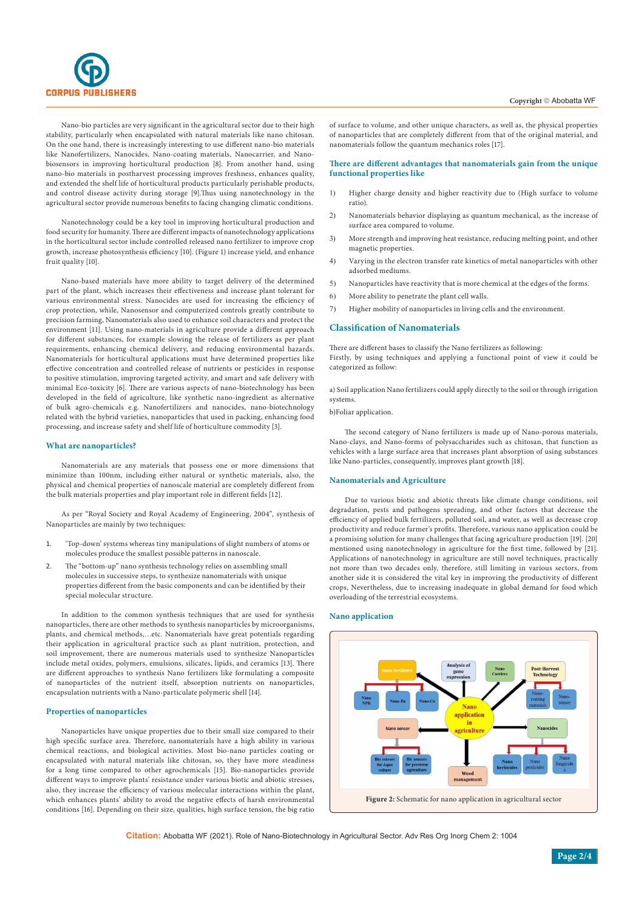Nano-bio particles are very significant in the agricultural sector due to their high stability, particularly when encapsulated with natural materials like nano chitosan. On the one hand, there is increasingly interesting to use different nano-bio materials like Nanofertilizers, Nanocides, Nano-coating materials, Nanocarrier, and Nano-biosensors in improving horticultural production [8]. From another hand, using nano-bio materials in postharvest processing improves freshness, enhances quality, and extended the shelf life of horticultural products particularly perishable products, and control disease activity during storage [9].Thus using nanotechnology in the agricultural sector provide numerous benefits to facing changing climatic conditions.

Nanotechnology could be a key tool in improving horticultural production and food security for humanity. There are different impacts of nanotechnology applications in the horticultural sector include controlled released nano fertilizer to improve crop growth, increase photosynthesis efficiency [10]. (Figure 1) increase yield, and enhance fruit quality [10].

Nano-based materials have more ability to target delivery of the determined part of the plant, which increases their effectiveness and increase plant tolerant for various environmental stress. Nanocides are used for increasing the efficiency of crop protection, while, Nanosensor and computerized controls greatly contribute to precision farming, Nanomaterials also used to enhance soil characters and protect the environment [11]. Using nano-materials in agriculture provide a different approach for different substances, for example slowing the release of fertilizers as per plant requirements, enhancing chemical delivery, and reducing environmental hazards. Nanomaterials for horticultural applications must have determined properties like effective concentration and controlled release of nutrients or pesticides in response to positive stimulation, improving targeted activity, and smart and safe delivery with minimal Eco-toxicity [6]. There are various aspects of nano-biotechnology has been developed in the field of agriculture, like synthetic nano-ingredient as alternative of bulk agro-chemicals e.g. Nanofertilizers and nanocides, nano-biotechnology related with the hybrid varieties, nanoparticles that used in packing, enhancing food processing, and increase safety and shelf life of horticulture commodity [3].

## What are nanoparticles?

Nanomaterials are any materials that possess one or more dimensions that minimize than 100nm, including either natural or synthetic materials, also, the physical and chemical properties of nanoscale material are completely different from the bulk materials properties and play important role in different fields [12].

As per "Royal Society and Royal Academy of Engineering, 2004", synthesis of Nanoparticles are mainly by two techniques:

1. 'Top-down' systems whereas tiny manipulations of slight numbers of atoms or molecules produce the smallest possible patterns in nanoscale.
2. The "bottom-up" nano synthesis technology relies on assembling small molecules in successive steps, to synthesize nanomaterials with unique properties different from the basic components and can be identified by their special molecular structure.

In addition to the common synthesis techniques that are used for synthesis nanoparticles, there are other methods to synthesis nanoparticles by microorganisms, plants, and chemical methods,…etc. Nanomaterials have great potentials regarding their application in agricultural practice such as plant nutrition, protection, and soil improvement, there are numerous materials used to synthesize Nanoparticles include metal oxides, polymers, emulsions, silicates, lipids, and ceramics [13]. There are different approaches to synthesis Nano fertilizers like formulating a composite of nanoparticles of the nutrient itself, absorption nutrients on nanoparticles, encapsulation nutrients with a Nano-particulate polymeric shell [14].

## Properties of nanoparticles

Nanoparticles have unique properties due to their small size compared to their high specific surface area. Therefore, nanomaterials have a high ability in various chemical reactions, and biological activities. Most bio-nano particles coating or encapsulated with natural materials like chitosan, so, they have more steadiness for a long time compared to other agrochemicals [15]. Bio-nanoparticles provide different ways to improve plants' resistance under various biotic and abiotic stresses, also, they increase the efficiency of various molecular interactions within the plant, which enhances plants' ability to avoid the negative effects of harsh environmental conditions [16]. Depending on their size, qualities, high surface tension, the big ratio of surface to volume, and other unique characters, as well as, the physical properties of nanoparticles that are completely different from that of the original material, and nanomaterials follow the quantum mechanics roles [17].

## There are different advantages that nanomaterials gain from the unique functional properties like

1) Higher charge density and higher reactivity due to (High surface to volume ratio).
2) Nanomaterials behavior displaying as quantum mechanical, as the increase of surface area compared to volume.
3) More strength and improving heat resistance, reducing melting point, and other magnetic properties.
4) Varying in the electron transfer rate kinetics of metal nanoparticles with other adsorbed mediums.
5) Nanoparticles have reactivity that is more chemical at the edges of the forms.
6) More ability to penetrate the plant cell walls.
7) Higher mobility of nanoparticles in living cells and the environment.

## Classification of Nanomaterials

There are different bases to classify the Nano fertilizers as following:
Firstly, by using techniques and applying a functional point of view it could be categorized as follow:

a) Soil application Nano fertilizers could apply directly to the soil or through irrigation systems.

b)Foliar application.

The second category of Nano fertilizers is made up of Nano-porous materials, Nano-clays, and Nano-forms of polysaccharides such as chitosan, that function as vehicles with a large surface area that increases plant absorption of using substances like Nano-particles, consequently, improves plant growth [18].

## Nanomaterials and Agriculture

Due to various biotic and abiotic threats like climate change conditions, soil degradation, pests and pathogens spreading, and other factors that decrease the efficiency of applied bulk fertilizers, polluted soil, and water, as well as decrease crop productivity and reduce farmer's profits. Therefore, various nano application could be a promising solution for many challenges that facing agriculture production [19]. [20] mentioned using nanotechnology in agriculture for the first time, followed by [21]. Applications of nanotechnology in agriculture are still novel techniques, practically not more than two decades only, therefore, still limiting in various sectors, from another side it is considered the vital key in improving the productivity of different crops, Nevertheless, due to increasing inadequate in global demand for food which overloading of the terrestrial ecosystems.

## Nano application

**Figure 2:** Schematic for nano application in agricultural sector

**Citation:** Abobatta WF (2021). Role of Nano-Biotechnology in Agricultural Sector. Adv Res Org Inorg Chem 2: 1004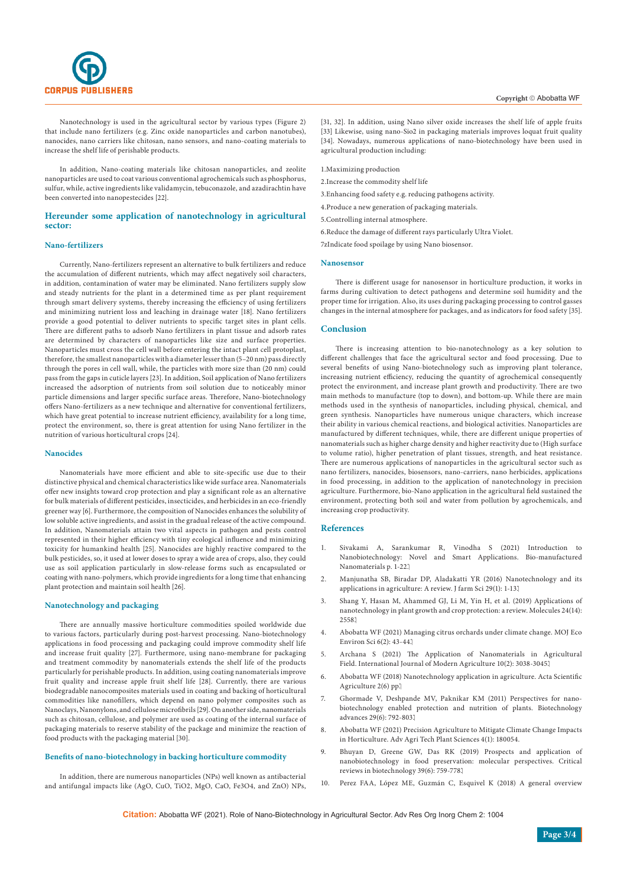Nanotechnology is used in the agricultural sector by various types (Figure 2) that include nano fertilizers (e.g. Zinc oxide nanoparticles and carbon nanotubes), nanocides, nano carriers like chitosan, nano sensors, and nano-coating materials to increase the shelf life of perishable products.

In addition, Nano-coating materials like chitosan nanoparticles, and zeolite nanoparticles are used to coat various conventional agrochemicals such as phosphorus, sulfur, while, active ingredients like validamycin, tebuconazole, and azadirachtin have been converted into nanopestecides [22].

## Hereunder some application of nanotechnology in agricultural sector:

### Nano-fertilizers

Currently, Nano-fertilizers represent an alternative to bulk fertilizers and reduce the accumulation of different nutrients, which may affect negatively soil characters, in addition, contamination of water may be eliminated. Nano fertilizers supply slow and steady nutrients for the plant in a determined time as per plant requirement through smart delivery systems, thereby increasing the efficiency of using fertilizers and minimizing nutrient loss and leaching in drainage water [18]. Nano fertilizers provide a good potential to deliver nutrients to specific target sites in plant cells. There are different paths to adsorb Nano fertilizers in plant tissue and adsorb rates are determined by characters of nanoparticles like size and surface properties. Nanoparticles must cross the cell wall before entering the intact plant cell protoplast, therefore, the smallest nanoparticles with a diameter lesser than (5–20 nm) pass directly through the pores in cell wall, while, the particles with more size than (20 nm) could pass from the gaps in cuticle layers [23]. In addition, Soil application of Nano fertilizers increased the adsorption of nutrients from soil solution due to noticeably minor particle dimensions and larger specific surface areas. Therefore, Nano-biotechnology offers Nano-fertilizers as a new technique and alternative for conventional fertilizers, which have great potential to increase nutrient efficiency, availability for a long time, protect the environment, so, there is great attention for using Nano fertilizer in the nutrition of various horticultural crops [24].

### Nanocides

Nanomaterials have more efficient and able to site-specific use due to their distinctive physical and chemical characteristics like wide surface area. Nanomaterials offer new insights toward crop protection and play a significant role as an alternative for bulk materials of different pesticides, insecticides, and herbicides in an eco-friendly greener way [6]. Furthermore, the composition of Nanocides enhances the solubility of low soluble active ingredients, and assist in the gradual release of the active compound. In addition, Nanomaterials attain two vital aspects in pathogen and pests control represented in their higher efficiency with tiny ecological influence and minimizing toxicity for humankind health [25]. Nanocides are highly reactive compared to the bulk pesticides, so, it used at lower doses to spray a wide area of crops, also, they could use as soil application particularly in slow-release forms such as encapsulated or coating with nano-polymers, which provide ingredients for a long time that enhancing plant protection and maintain soil health [26].

### Nanotechnology and packaging

There are annually massive horticulture commodities spoiled worldwide due to various factors, particularly during post-harvest processing. Nano-biotechnology applications in food processing and packaging could improve commodity shelf life and increase fruit quality [27]. Furthermore, using nano-membrane for packaging and treatment commodity by nanomaterials extends the shelf life of the products particularly for perishable products. In addition, using coating nanomaterials improve fruit quality and increase apple fruit shelf life [28]. Currently, there are various biodegradable nanocomposites materials used in coating and backing of horticultural commodities like nanofillers, which depend on nano polymer composites such as Nanoclays, Nanonylons, and cellulose microfibrils [29]. On another side, nanomaterials such as chitosan, cellulose, and polymer are used as coating of the internal surface of packaging materials to reserve stability of the package and minimize the reaction of food products with the packaging material [30].

### Benefits of nano-biotechnology in backing horticulture commodity

In addition, there are numerous nanoparticles (NPs) well known as antibacterial and antifungal impacts like (AgO, CuO, $TiO_2$, MgO, CaO, $Fe_3O_4$, and ZnO) NPs, [31, 32]. In addition, using Nano silver oxide increases the shelf life of apple fruits [33] Likewise, using nano-$SiO_2$ in packaging materials improves loquat fruit quality [34]. Nowadays, numerous applications of nano-biotechnology have been used in agricultural production including:

1.Maximizing production

2.Increase the commodity shelf life

3.Enhancing food safety e.g. reducing pathogens activity.

4.Produce a new generation of packaging materials.

5.Controlling internal atmosphere.

6.Reduce the damage of different rays particularly Ultra Violet.

7zIndicate food spoilage by using Nano biosensor.

### Nanosensor

There is different usage for nanosensor in horticulture production, it works in farms during cultivation to detect pathogens and determine soil humidity and the proper time for irrigation. Also, its uses during packaging processing to control gasses changes in the internal atmosphere for packages, and as indicators for food safety [35].

## Conclusion

There is increasing attention to bio-nanotechnology as a key solution to different challenges that face the agricultural sector and food processing. Due to several benefits of using Nano-biotechnology such as improving plant tolerance, increasing nutrient efficiency, reducing the quantity of agrochemical consequently protect the environment, and increase plant growth and productivity. There are two main methods to manufacture (top to down), and bottom-up. While there are main methods used in the synthesis of nanoparticles, including physical, chemical, and green synthesis. Nanoparticles have numerous unique characters, which increase their ability in various chemical reactions, and biological activities. Nanoparticles are manufactured by different techniques, while, there are different unique properties of nanomaterials such as higher charge density and higher reactivity due to (High surface to volume ratio), higher penetration of plant tissues, strength, and heat resistance. There are numerous applications of nanoparticles in the agricultural sector such as nano fertilizers, nanocides, biosensors, nano-carriers, nano herbicides, applications in food processing, in addition to the application of nanotechnology in precision agriculture. Furthermore, bio-Nano application in the agricultural field sustained the environment, protecting both soil and water from pollution by agrochemicals, and increasing crop productivity.

## References

1. Sivakami A, Sarankumar R, Vinodha S (2021) Introduction to Nanobiotechnology: Novel and Smart Applications. Bio-manufactured Nanomaterials p. 1-22.
2. Manjunatha SB, Biradar DP, Aladakatti YR (2016) Nanotechnology and its applications in agriculture: A review. J farm Sci 29(1): 1-13.
3. Shang Y, Hasan M, Ahammed GJ, Li M, Yin H, et al. (2019) Applications of nanotechnology in plant growth and crop protection: a review. Molecules 24(14): 2558.
4. Abobatta WF (2021) Managing citrus orchards under climate change. MOJ Eco Environ Sci 6(2): 43-44.
5. Archana S (2021) The Application of Nanomaterials in Agricultural Field. International Journal of Modern Agriculture 10(2): 3038-3045.
6. Abobatta WF (2018) Nanotechnology application in agriculture. Acta Scientific Agriculture 2(6) pp.
7. Ghormade V, Deshpande MV, Paknikar KM (2011) Perspectives for nano-biotechnology enabled protection and nutrition of plants. Biotechnology advances 29(6): 792-803.
8. Abobatta WF (2021) Precision Agriculture to Mitigate Climate Change Impacts in Horticulture. Adv Agri Tech Plant Sciences 4(1): 180054.
9. Bhuyan D, Greene GW, Das RK (2019) Prospects and application of nanobiotechnology in food preservation: molecular perspectives. Critical reviews in biotechnology 39(6): 759-778.
10. Perez FAA, López ME, Guzmán C, Esquivel K (2018) A general overview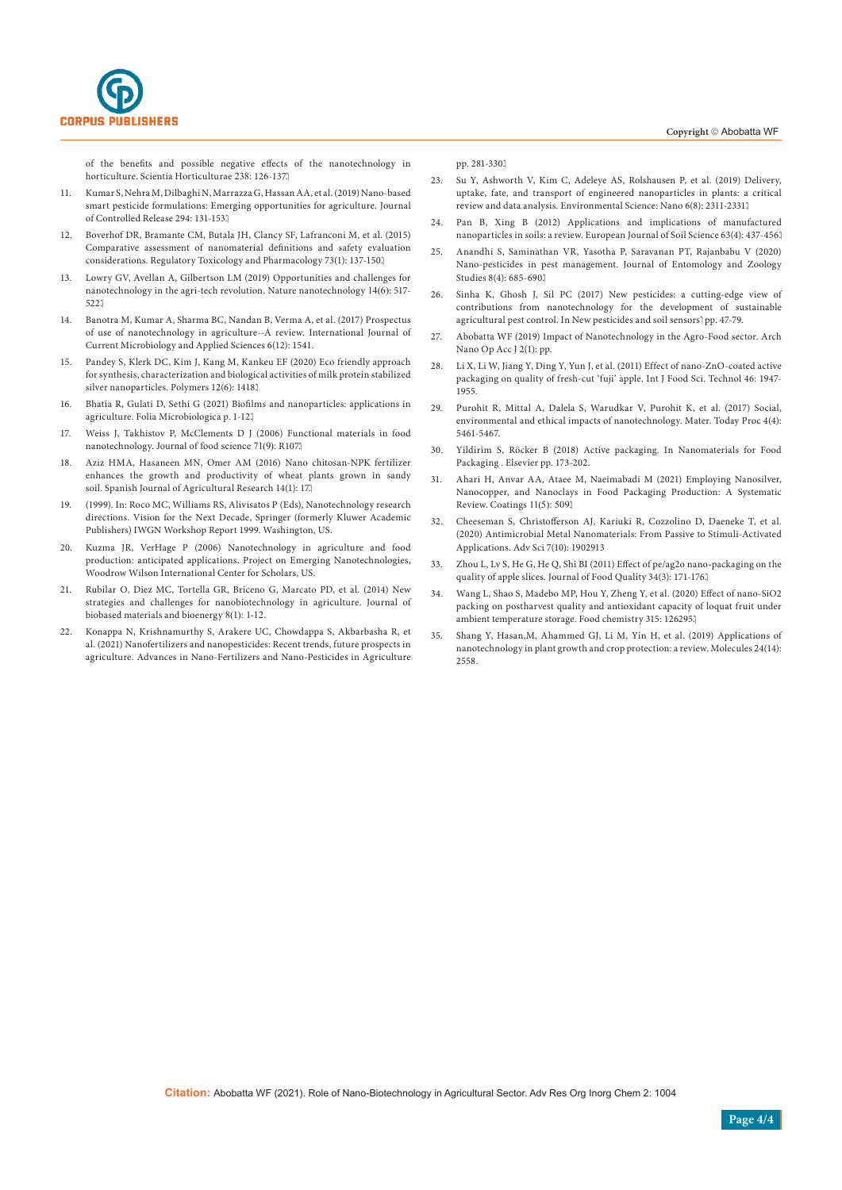of the benefits and possible negative effects of the nanotechnology in horticulture. Scientia Horticulturae 238: 126-137.

11. Kumar S, Nehra M, Dilbaghi N, Marrazza G, Hassan AA, et al. (2019) Nano-based smart pesticide formulations: Emerging opportunities for agriculture. Journal of Controlled Release 294: 131-153.
12. Boverhof DR, Bramante CM, Butala JH, Clancy SF, Lafranconi M, et al. (2015) Comparative assessment of nanomaterial definitions and safety evaluation considerations. Regulatory Toxicology and Pharmacology 73(1): 137-150.
13. Lowry GV, Avellan A, Gilbertson LM (2019) Opportunities and challenges for nanotechnology in the agri-tech revolution. Nature nanotechnology 14(6): 517-522.
14. Banotra M, Kumar A, Sharma BC, Nandan B, Verma A, et al. (2017) Prospectus of use of nanotechnology in agriculture--A review. International Journal of Current Microbiology and Applied Sciences 6(12): 1541.
15. Pandey S, Klerk DC, Kim J, Kang M, Kankeu EF (2020) Eco friendly approach for synthesis, characterization and biological activities of milk protein stabilized silver nanoparticles. Polymers 12(6): 1418.
16. Bhatia R, Gulati D, Sethi G (2021) Biofilms and nanoparticles: applications in agriculture. Folia Microbiologica p. 1-12.
17. Weiss J, Takhistov P, McClements D J (2006) Functional materials in food nanotechnology. Journal of food science 71(9): R107.
18. Aziz HMA, Hasaneen MN, Omer AM (2016) Nano chitosan-NPK fertilizer enhances the growth and productivity of wheat plants grown in sandy soil. Spanish Journal of Agricultural Research 14(1): 17.
19. (1999). In: Roco MC, Williams RS, Alivisatos P (Eds), Nanotechnology research directions. Vision for the Next Decade, Springer (formerly Kluwer Academic Publishers) IWGN Workshop Report 1999. Washington, US.
20. Kuzma JR, VerHage P (2006) Nanotechnology in agriculture and food production: anticipated applications. Project on Emerging Nanotechnologies, Woodrow Wilson International Center for Scholars, US.
21. Rubilar O, Diez MC, Tortella GR, Briceno G, Marcato PD, et al. (2014) New strategies and challenges for nanobiotechnology in agriculture. Journal of biobased materials and bioenergy 8(1): 1-12.
22. Konappa N, Krishnamurthy S, Arakere UC, Chowdappa S, Akbarbasha R, et al. (2021) Nanofertilizers and nanopesticides: Recent trends, future prospects in agriculture. Advances in Nano-Fertilizers and Nano-Pesticides in Agriculture pp. 281-330.
23. Su Y, Ashworth V, Kim C, Adeleye AS, Rolshausen P, et al. (2019) Delivery, uptake, fate, and transport of engineered nanoparticles in plants: a critical review and data analysis. Environmental Science: Nano 6(8): 2311-2331.
24. Pan B, Xing B (2012) Applications and implications of manufactured nanoparticles in soils: a review. European Journal of Soil Science 63(4): 437-456.
25. Anandhi S, Saminathan VR, Yasotha P, Saravanan PT, Rajanbabu V (2020) Nano-pesticides in pest management. Journal of Entomology and Zoology Studies 8(4): 685-690.
26. Sinha K, Ghosh J, Sil PC (2017) New pesticides: a cutting-edge view of contributions from nanotechnology for the development of sustainable agricultural pest control. In New pesticides and soil sensors pp. 47-79.
27. Abobatta WF (2019) Impact of Nanotechnology in the Agro-Food sector. Arch Nano Op Acc J 2(1): pp.
28. Li X, Li W, Jiang Y, Ding Y, Yun J, et al. (2011) Effect of nano-ZnO-coated active packaging on quality of fresh-cut 'fuji' apple. Int J Food Sci. Technol 46: 1947-1955.
29. Purohit R, Mittal A, Dalela S, Warudkar V, Purohit K, et al. (2017) Social, environmental and ethical impacts of nanotechnology. Mater. Today Proc 4(4): 5461-5467.
30. Yildirim S, Röcker B (2018) Active packaging. In Nanomaterials for Food Packaging . Elsevier pp. 173-202.
31. Ahari H, Anvar AA, Ataee M, Naeimabadi M (2021) Employing Nanosilver, Nanocopper, and Nanoclays in Food Packaging Production: A Systematic Review. Coatings 11(5): 509.
32. Cheeseman S, Christofferson AJ, Kariuki R, Cozzolino D, Daeneke T, et al. (2020) Antimicrobial Metal Nanomaterials: From Passive to Stimuli-Activated Applications. Adv Sci 7(10): 1902913
33. Zhou L, Lv S, He G, He Q, Shi BI (2011) Effect of pe/ag2o nano-packaging on the quality of apple slices. Journal of Food Quality 34(3): 171-176.
34. Wang L, Shao S, Madebo MP, Hou Y, Zheng Y, et al. (2020) Effect of nano-$SiO_2$ packing on postharvest quality and antioxidant capacity of loquat fruit under ambient temperature storage. Food chemistry 315: 126295.
35. Shang Y, Hasan,M, Ahammed GJ, Li M, Yin H, et al. (2019) Applications of nanotechnology in plant growth and crop protection: a review. Molecules 24(14): 2558.